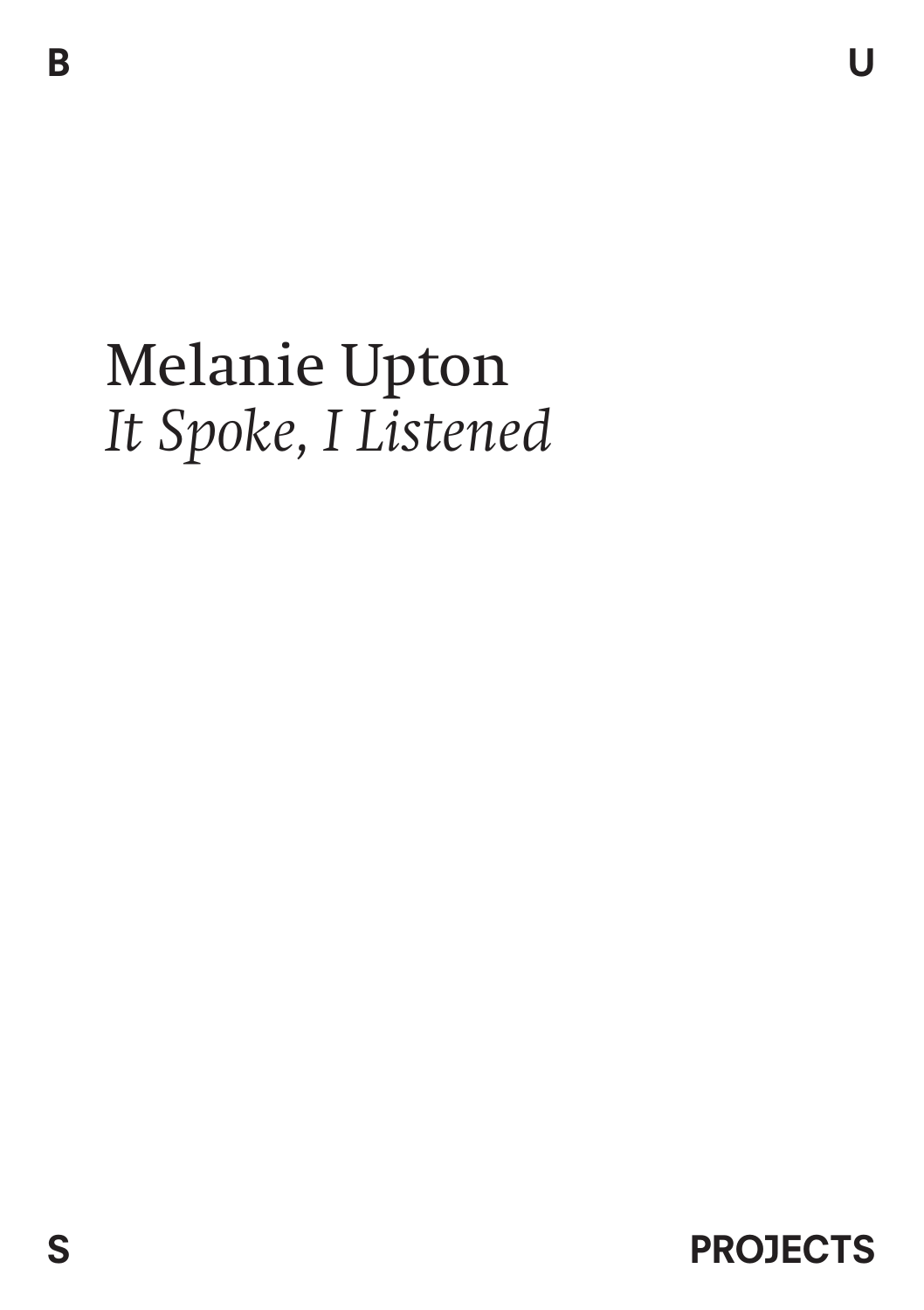B U

S PROJECTS

# Melanie Upton
## *It Spoke, I Listened*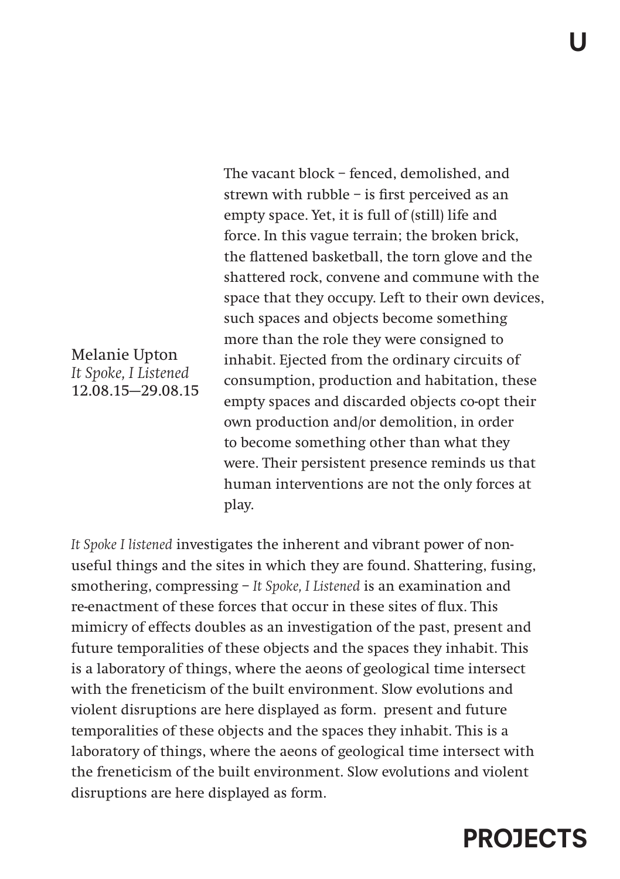Melanie Upton
*It Spoke, I Listened*
12.08.15—29.08.15

The vacant block – fenced, demolished, and strewn with rubble – is first perceived as an empty space. Yet, it is full of (still) life and force. In this vague terrain; the broken brick, the flattened basketball, the torn glove and the shattered rock, convene and commune with the space that they occupy. Left to their own devices, such spaces and objects become something more than the role they were consigned to inhabit. Ejected from the ordinary circuits of consumption, production and habitation, these empty spaces and discarded objects co-opt their own production and/or demolition, in order to become something other than what they were. Their persistent presence reminds us that human interventions are not the only forces at play.

*It Spoke I listened* investigates the inherent and vibrant power of non-useful things and the sites in which they are found. Shattering, fusing, smothering, compressing – *It Spoke, I Listened* is an examination and re-enactment of these forces that occur in these sites of flux. This mimicry of effects doubles as an investigation of the past, present and future temporalities of these objects and the spaces they inhabit. This is a laboratory of things, where the aeons of geological time intersect with the freneticism of the built environment. Slow evolutions and violent disruptions are here displayed as form.  present and future temporalities of these objects and the spaces they inhabit. This is a laboratory of things, where the aeons of geological time intersect with the freneticism of the built environment. Slow evolutions and violent disruptions are here displayed as form.

**PROJECTS**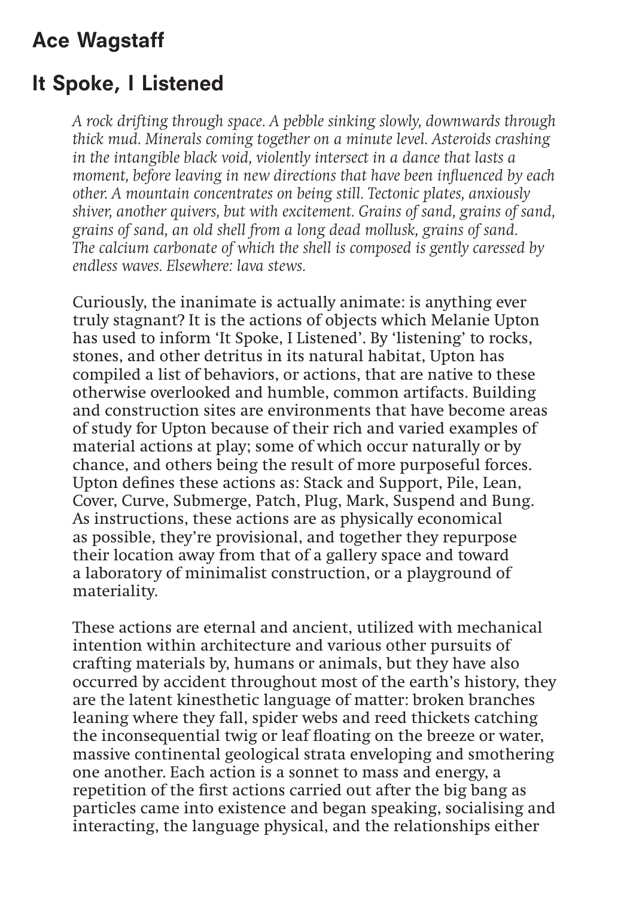## Ace Wagstaff

## It Spoke, I Listened

*A rock drifting through space. A pebble sinking slowly, downwards through thick mud. Minerals coming together on a minute level. Asteroids crashing in the intangible black void, violently intersect in a dance that lasts a moment, before leaving in new directions that have been influenced by each other. A mountain concentrates on being still. Tectonic plates, anxiously shiver, another quivers, but with excitement. Grains of sand, grains of sand, grains of sand, an old shell from a long dead mollusk, grains of sand. The calcium carbonate of which the shell is composed is gently caressed by endless waves. Elsewhere: lava stews.*

Curiously, the inanimate is actually animate: is anything ever truly stagnant? It is the actions of objects which Melanie Upton has used to inform 'It Spoke, I Listened'. By 'listening' to rocks, stones, and other detritus in its natural habitat, Upton has compiled a list of behaviors, or actions, that are native to these otherwise overlooked and humble, common artifacts. Building and construction sites are environments that have become areas of study for Upton because of their rich and varied examples of material actions at play; some of which occur naturally or by chance, and others being the result of more purposeful forces. Upton defines these actions as: Stack and Support, Pile, Lean, Cover, Curve, Submerge, Patch, Plug, Mark, Suspend and Bung. As instructions, these actions are as physically economical as possible, they're provisional, and together they repurpose their location away from that of a gallery space and toward a laboratory of minimalist construction, or a playground of materiality.

These actions are eternal and ancient, utilized with mechanical intention within architecture and various other pursuits of crafting materials by, humans or animals, but they have also occurred by accident throughout most of the earth's history, they are the latent kinesthetic language of matter: broken branches leaning where they fall, spider webs and reed thickets catching the inconsequential twig or leaf floating on the breeze or water, massive continental geological strata enveloping and smothering one another. Each action is a sonnet to mass and energy, a repetition of the first actions carried out after the big bang as particles came into existence and began speaking, socialising and interacting, the language physical, and the relationships either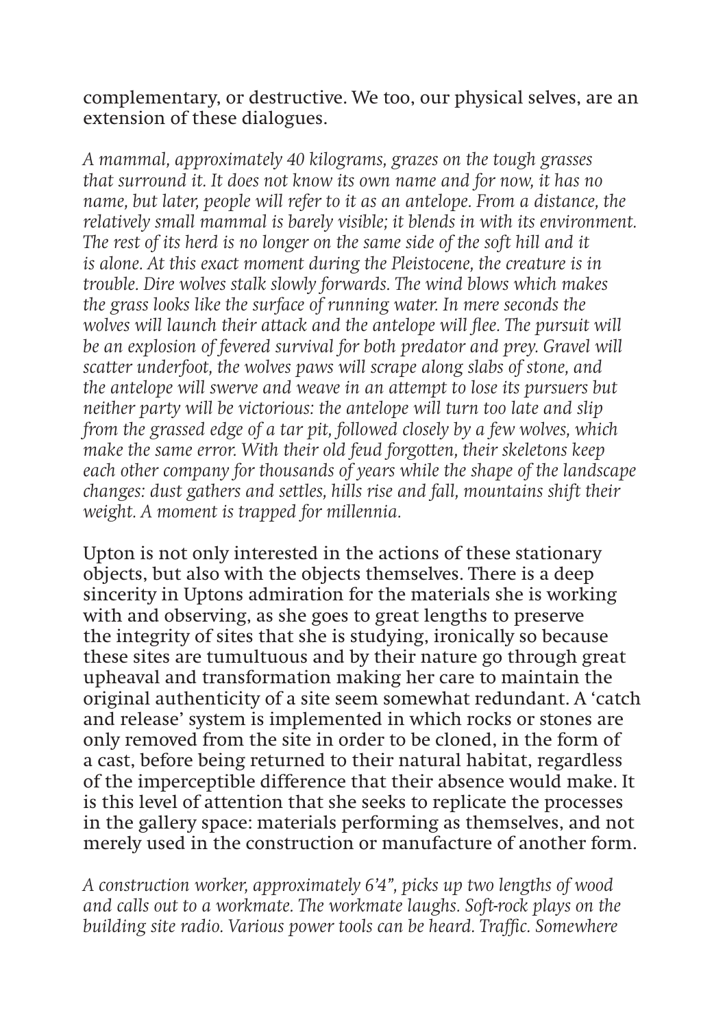complementary, or destructive. We too, our physical selves, are an extension of these dialogues.

*A mammal, approximately 40 kilograms, grazes on the tough grasses that surround it. It does not know its own name and for now, it has no name, but later, people will refer to it as an antelope. From a distance, the relatively small mammal is barely visible; it blends in with its environment. The rest of its herd is no longer on the same side of the soft hill and it is alone. At this exact moment during the Pleistocene, the creature is in trouble. Dire wolves stalk slowly forwards. The wind blows which makes the grass looks like the surface of running water. In mere seconds the wolves will launch their attack and the antelope will flee. The pursuit will be an explosion of fevered survival for both predator and prey. Gravel will scatter underfoot, the wolves paws will scrape along slabs of stone, and the antelope will swerve and weave in an attempt to lose its pursuers but neither party will be victorious: the antelope will turn too late and slip from the grassed edge of a tar pit, followed closely by a few wolves, which make the same error. With their old feud forgotten, their skeletons keep each other company for thousands of years while the shape of the landscape changes: dust gathers and settles, hills rise and fall, mountains shift their weight. A moment is trapped for millennia.*

Upton is not only interested in the actions of these stationary objects, but also with the objects themselves. There is a deep sincerity in Uptons admiration for the materials she is working with and observing, as she goes to great lengths to preserve the integrity of sites that she is studying, ironically so because these sites are tumultuous and by their nature go through great upheaval and transformation making her care to maintain the original authenticity of a site seem somewhat redundant. A 'catch and release' system is implemented in which rocks or stones are only removed from the site in order to be cloned, in the form of a cast, before being returned to their natural habitat, regardless of the imperceptible difference that their absence would make. It is this level of attention that she seeks to replicate the processes in the gallery space: materials performing as themselves, and not merely used in the construction or manufacture of another form.

*A construction worker, approximately 6'4", picks up two lengths of wood and calls out to a workmate. The workmate laughs. Soft-rock plays on the building site radio. Various power tools can be heard. Traffic. Somewhere*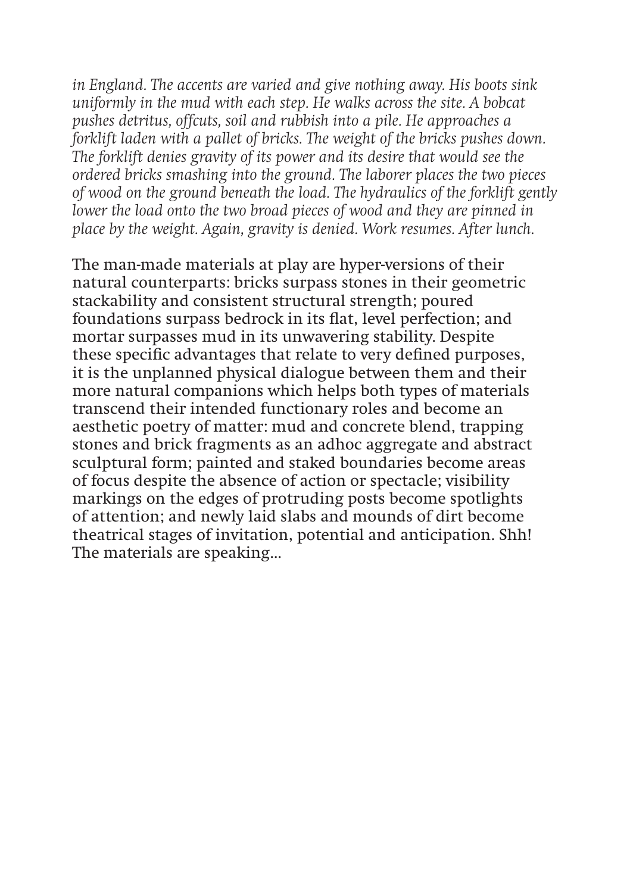*in England. The accents are varied and give nothing away. His boots sink uniformly in the mud with each step. He walks across the site. A bobcat pushes detritus, offcuts, soil and rubbish into a pile. He approaches a forklift laden with a pallet of bricks. The weight of the bricks pushes down. The forklift denies gravity of its power and its desire that would see the ordered bricks smashing into the ground. The laborer places the two pieces of wood on the ground beneath the load. The hydraulics of the forklift gently lower the load onto the two broad pieces of wood and they are pinned in place by the weight. Again, gravity is denied. Work resumes. After lunch.*

The man-made materials at play are hyper-versions of their natural counterparts: bricks surpass stones in their geometric stackability and consistent structural strength; poured foundations surpass bedrock in its flat, level perfection; and mortar surpasses mud in its unwavering stability. Despite these specific advantages that relate to very defined purposes, it is the unplanned physical dialogue between them and their more natural companions which helps both types of materials transcend their intended functionary roles and become an aesthetic poetry of matter: mud and concrete blend, trapping stones and brick fragments as an adhoc aggregate and abstract sculptural form; painted and staked boundaries become areas of focus despite the absence of action or spectacle; visibility markings on the edges of protruding posts become spotlights of attention; and newly laid slabs and mounds of dirt become theatrical stages of invitation, potential and anticipation. Shh! The materials are speaking...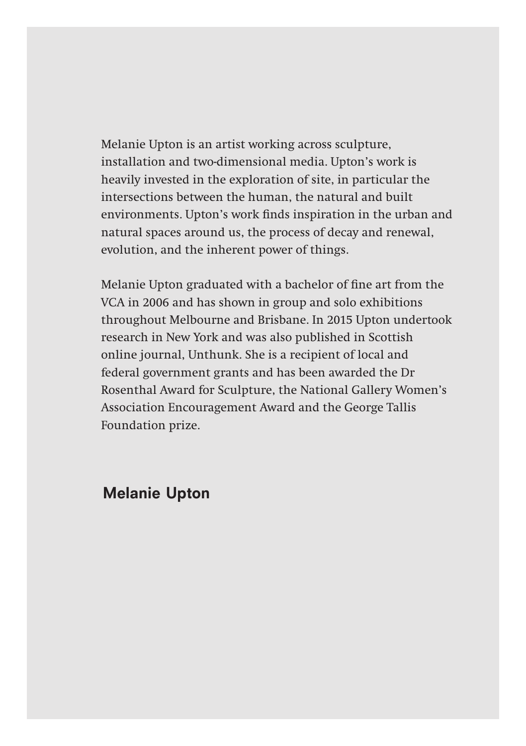Melanie Upton is an artist working across sculpture, installation and two-dimensional media. Upton's work is heavily invested in the exploration of site, in particular the intersections between the human, the natural and built environments. Upton's work finds inspiration in the urban and natural spaces around us, the process of decay and renewal, evolution, and the inherent power of things.

Melanie Upton graduated with a bachelor of fine art from the VCA in 2006 and has shown in group and solo exhibitions throughout Melbourne and Brisbane. In 2015 Upton undertook research in New York and was also published in Scottish online journal, Unthunk. She is a recipient of local and federal government grants and has been awarded the Dr Rosenthal Award for Sculpture, the National Gallery Women's Association Encouragement Award and the George Tallis Foundation prize.

**Melanie Upton**